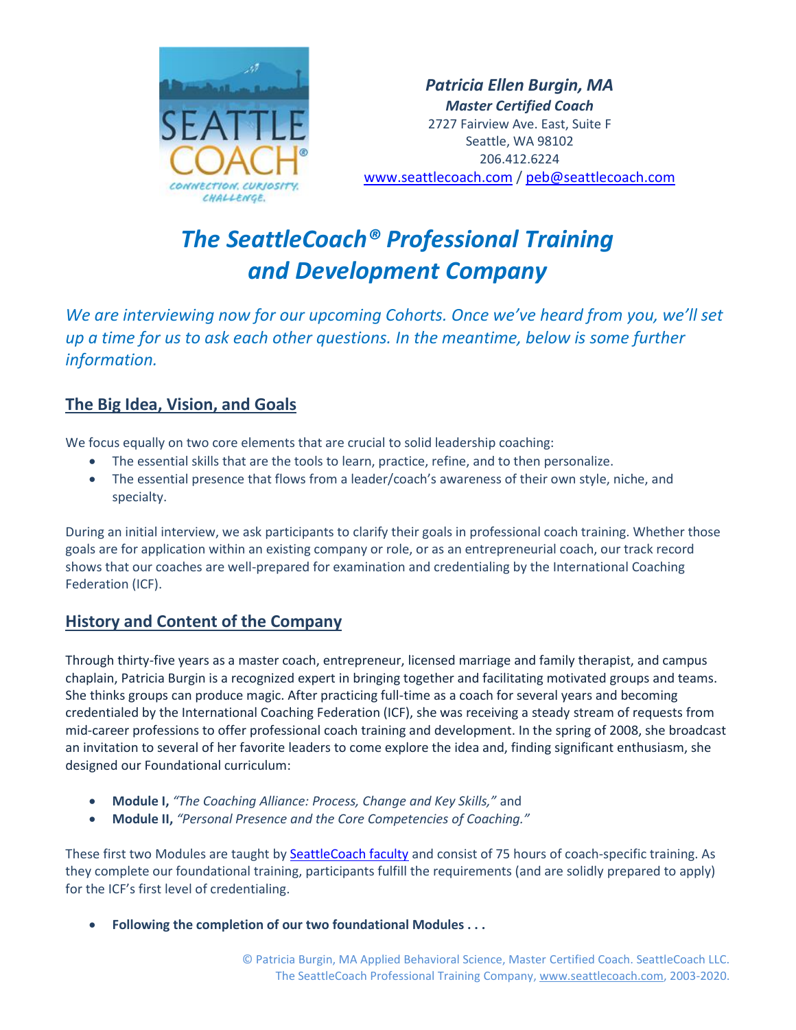*Patricia Ellen Burgin, MA*
***Master Certified Coach***
2727 Fairview Ave. East, Suite F
Seattle, WA 98102
206.412.6224
www.seattlecoach.com / peb@seattlecoach.com

# *The SeattleCoach® Professional Training and Development Company*

*We are interviewing now for our upcoming Cohorts. Once we've heard from you, we'll set up a time for us to ask each other questions. In the meantime, below is some further information.*

## The Big Idea, Vision, and Goals

We focus equally on two core elements that are crucial to solid leadership coaching:

- The essential skills that are the tools to learn, practice, refine, and to then personalize.
- The essential presence that flows from a leader/coach's awareness of their own style, niche, and specialty.

During an initial interview, we ask participants to clarify their goals in professional coach training. Whether those goals are for application within an existing company or role, or as an entrepreneurial coach, our track record shows that our coaches are well-prepared for examination and credentialing by the International Coaching Federation (ICF).

## History and Content of the Company

Through thirty-five years as a master coach, entrepreneur, licensed marriage and family therapist, and campus chaplain, Patricia Burgin is a recognized expert in bringing together and facilitating motivated groups and teams. She thinks groups can produce magic. After practicing full-time as a coach for several years and becoming credentialed by the International Coaching Federation (ICF), she was receiving a steady stream of requests from mid-career professions to offer professional coach training and development. In the spring of 2008, she broadcast an invitation to several of her favorite leaders to come explore the idea and, finding significant enthusiasm, she designed our Foundational curriculum:

- **Module I,** *"The Coaching Alliance: Process, Change and Key Skills,"* and
- **Module II,** *"Personal Presence and the Core Competencies of Coaching."*

These first two Modules are taught by SeattleCoach faculty and consist of 75 hours of coach-specific training. As they complete our foundational training, participants fulfill the requirements (and are solidly prepared to apply) for the ICF's first level of credentialing.

- **Following the completion of our two foundational Modules . . .**

© Patricia Burgin, MA Applied Behavioral Science, Master Certified Coach. SeattleCoach LLC.
The SeattleCoach Professional Training Company, www.seattlecoach.com, 2003-2020.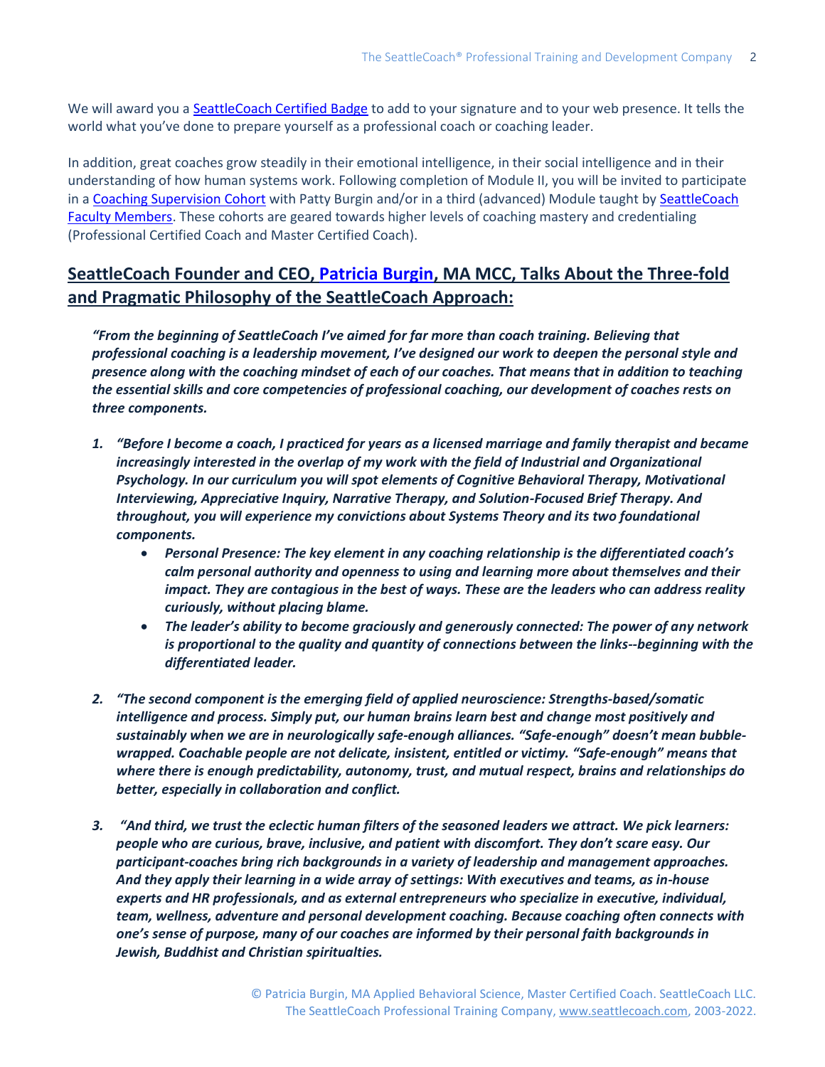We will award you a SeattleCoach Certified Badge to add to your signature and to your web presence. It tells the world what you've done to prepare yourself as a professional coach or coaching leader.

In addition, great coaches grow steadily in their emotional intelligence, in their social intelligence and in their understanding of how human systems work. Following completion of Module II, you will be invited to participate in a Coaching Supervision Cohort with Patty Burgin and/or in a third (advanced) Module taught by SeattleCoach Faculty Members. These cohorts are geared towards higher levels of coaching mastery and credentialing (Professional Certified Coach and Master Certified Coach).

## SeattleCoach Founder and CEO, Patricia Burgin, MA MCC, Talks About the Three-fold and Pragmatic Philosophy of the SeattleCoach Approach:

***"From the beginning of SeattleCoach I've aimed for far more than coach training. Believing that professional coaching is a leadership movement, I've designed our work to deepen the personal style and presence along with the coaching mindset of each of our coaches. That means that in addition to teaching the essential skills and core competencies of professional coaching, our development of coaches rests on three components.***

1. ***"Before I become a coach, I practiced for years as a licensed marriage and family therapist and became increasingly interested in the overlap of my work with the field of Industrial and Organizational Psychology. In our curriculum you will spot elements of Cognitive Behavioral Therapy, Motivational Interviewing, Appreciative Inquiry, Narrative Therapy, and Solution-Focused Brief Therapy. And throughout, you will experience my convictions about Systems Theory and its two foundational components.***
   - ***Personal Presence: The key element in any coaching relationship is the differentiated coach's calm personal authority and openness to using and learning more about themselves and their impact. They are contagious in the best of ways. These are the leaders who can address reality curiously, without placing blame.***
   - ***The leader's ability to become graciously and generously connected: The power of any network is proportional to the quality and quantity of connections between the links--beginning with the differentiated leader.***

2. ***"The second component is the emerging field of applied neuroscience: Strengths-based/somatic intelligence and process. Simply put, our human brains learn best and change most positively and sustainably when we are in neurologically safe-enough alliances. "Safe-enough" doesn't mean bubble-wrapped. Coachable people are not delicate, insistent, entitled or victimy. "Safe-enough" means that where there is enough predictability, autonomy, trust, and mutual respect, brains and relationships do better, especially in collaboration and conflict.***

3. ***"And third, we trust the eclectic human filters of the seasoned leaders we attract. We pick learners: people who are curious, brave, inclusive, and patient with discomfort. They don't scare easy. Our participant-coaches bring rich backgrounds in a variety of leadership and management approaches. And they apply their learning in a wide array of settings: With executives and teams, as in-house experts and HR professionals, and as external entrepreneurs who specialize in executive, individual, team, wellness, adventure and personal development coaching. Because coaching often connects with one's sense of purpose, many of our coaches are informed by their personal faith backgrounds in Jewish, Buddhist and Christian spiritualties.***

© Patricia Burgin, MA Applied Behavioral Science, Master Certified Coach. SeattleCoach LLC. The SeattleCoach Professional Training Company, www.seattlecoach.com, 2003-2022.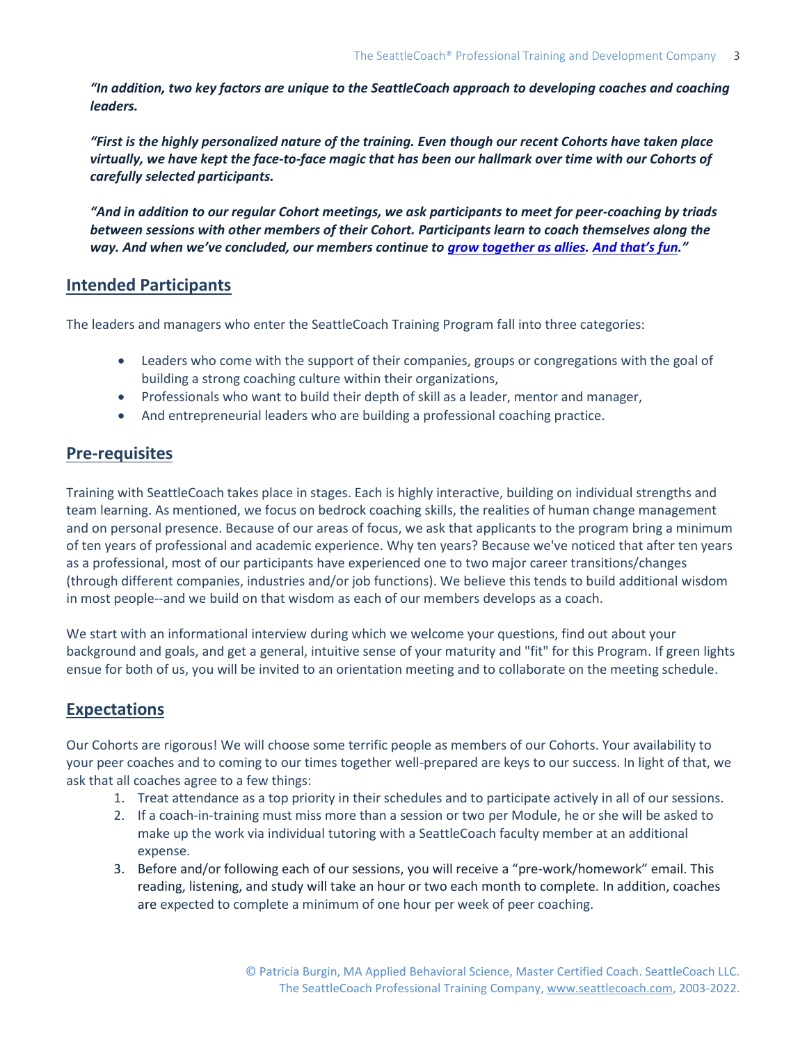***"In addition, two key factors are unique to the SeattleCoach approach to developing coaches and coaching leaders.***

***"First is the highly personalized nature of the training. Even though our recent Cohorts have taken place virtually, we have kept the face-to-face magic that has been our hallmark over time with our Cohorts of carefully selected participants.***

***"And in addition to our regular Cohort meetings, we ask participants to meet for peer-coaching by triads between sessions with other members of their Cohort. Participants learn to coach themselves along the way. And when we've concluded, our members continue to grow together as allies. And that's fun."***

## Intended Participants

The leaders and managers who enter the SeattleCoach Training Program fall into three categories:

- Leaders who come with the support of their companies, groups or congregations with the goal of building a strong coaching culture within their organizations,
- Professionals who want to build their depth of skill as a leader, mentor and manager,
- And entrepreneurial leaders who are building a professional coaching practice.

## Pre-requisites

Training with SeattleCoach takes place in stages. Each is highly interactive, building on individual strengths and team learning. As mentioned, we focus on bedrock coaching skills, the realities of human change management and on personal presence. Because of our areas of focus, we ask that applicants to the program bring a minimum of ten years of professional and academic experience. Why ten years? Because we've noticed that after ten years as a professional, most of our participants have experienced one to two major career transitions/changes (through different companies, industries and/or job functions). We believe this tends to build additional wisdom in most people--and we build on that wisdom as each of our members develops as a coach.

We start with an informational interview during which we welcome your questions, find out about your background and goals, and get a general, intuitive sense of your maturity and "fit" for this Program. If green lights ensue for both of us, you will be invited to an orientation meeting and to collaborate on the meeting schedule.

## Expectations

Our Cohorts are rigorous! We will choose some terrific people as members of our Cohorts. Your availability to your peer coaches and to coming to our times together well-prepared are keys to our success. In light of that, we ask that all coaches agree to a few things:

1. Treat attendance as a top priority in their schedules and to participate actively in all of our sessions.
2. If a coach-in-training must miss more than a session or two per Module, he or she will be asked to make up the work via individual tutoring with a SeattleCoach faculty member at an additional expense.
3. Before and/or following each of our sessions, you will receive a "pre-work/homework" email. This reading, listening, and study will take an hour or two each month to complete. In addition, coaches are expected to complete a minimum of one hour per week of peer coaching.

© Patricia Burgin, MA Applied Behavioral Science, Master Certified Coach. SeattleCoach LLC. The SeattleCoach Professional Training Company, www.seattlecoach.com, 2003-2022.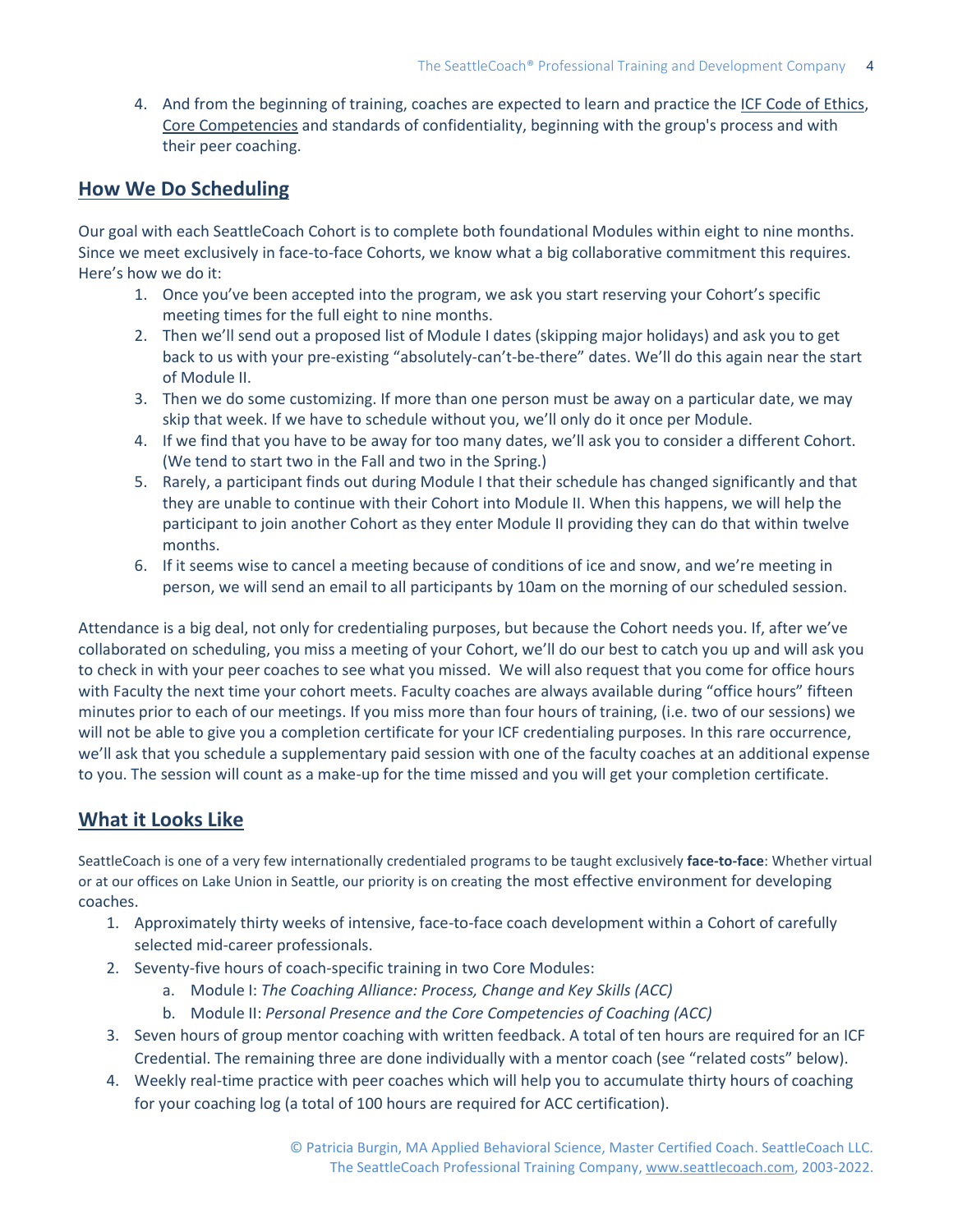4. And from the beginning of training, coaches are expected to learn and practice the ICF Code of Ethics, Core Competencies and standards of confidentiality, beginning with the group's process and with their peer coaching.

## How We Do Scheduling

Our goal with each SeattleCoach Cohort is to complete both foundational Modules within eight to nine months. Since we meet exclusively in face-to-face Cohorts, we know what a big collaborative commitment this requires. Here's how we do it:

1. Once you've been accepted into the program, we ask you start reserving your Cohort's specific meeting times for the full eight to nine months.
2. Then we'll send out a proposed list of Module I dates (skipping major holidays) and ask you to get back to us with your pre-existing "absolutely-can't-be-there" dates. We'll do this again near the start of Module II.
3. Then we do some customizing. If more than one person must be away on a particular date, we may skip that week. If we have to schedule without you, we'll only do it once per Module.
4. If we find that you have to be away for too many dates, we'll ask you to consider a different Cohort. (We tend to start two in the Fall and two in the Spring.)
5. Rarely, a participant finds out during Module I that their schedule has changed significantly and that they are unable to continue with their Cohort into Module II. When this happens, we will help the participant to join another Cohort as they enter Module II providing they can do that within twelve months.
6. If it seems wise to cancel a meeting because of conditions of ice and snow, and we're meeting in person, we will send an email to all participants by 10am on the morning of our scheduled session.

Attendance is a big deal, not only for credentialing purposes, but because the Cohort needs you. If, after we've collaborated on scheduling, you miss a meeting of your Cohort, we'll do our best to catch you up and will ask you to check in with your peer coaches to see what you missed. We will also request that you come for office hours with Faculty the next time your cohort meets. Faculty coaches are always available during "office hours" fifteen minutes prior to each of our meetings. If you miss more than four hours of training, (i.e. two of our sessions) we will not be able to give you a completion certificate for your ICF credentialing purposes. In this rare occurrence, we'll ask that you schedule a supplementary paid session with one of the faculty coaches at an additional expense to you. The session will count as a make-up for the time missed and you will get your completion certificate.

## What it Looks Like

SeattleCoach is one of a very few internationally credentialed programs to be taught exclusively **face-to-face**: Whether virtual or at our offices on Lake Union in Seattle, our priority is on creating the most effective environment for developing coaches.

1. Approximately thirty weeks of intensive, face-to-face coach development within a Cohort of carefully selected mid-career professionals.
2. Seventy-five hours of coach-specific training in two Core Modules:
   a. Module I: *The Coaching Alliance: Process, Change and Key Skills (ACC)*
   b. Module II: *Personal Presence and the Core Competencies of Coaching (ACC)*
3. Seven hours of group mentor coaching with written feedback. A total of ten hours are required for an ICF Credential. The remaining three are done individually with a mentor coach (see "related costs" below).
4. Weekly real-time practice with peer coaches which will help you to accumulate thirty hours of coaching for your coaching log (a total of 100 hours are required for ACC certification).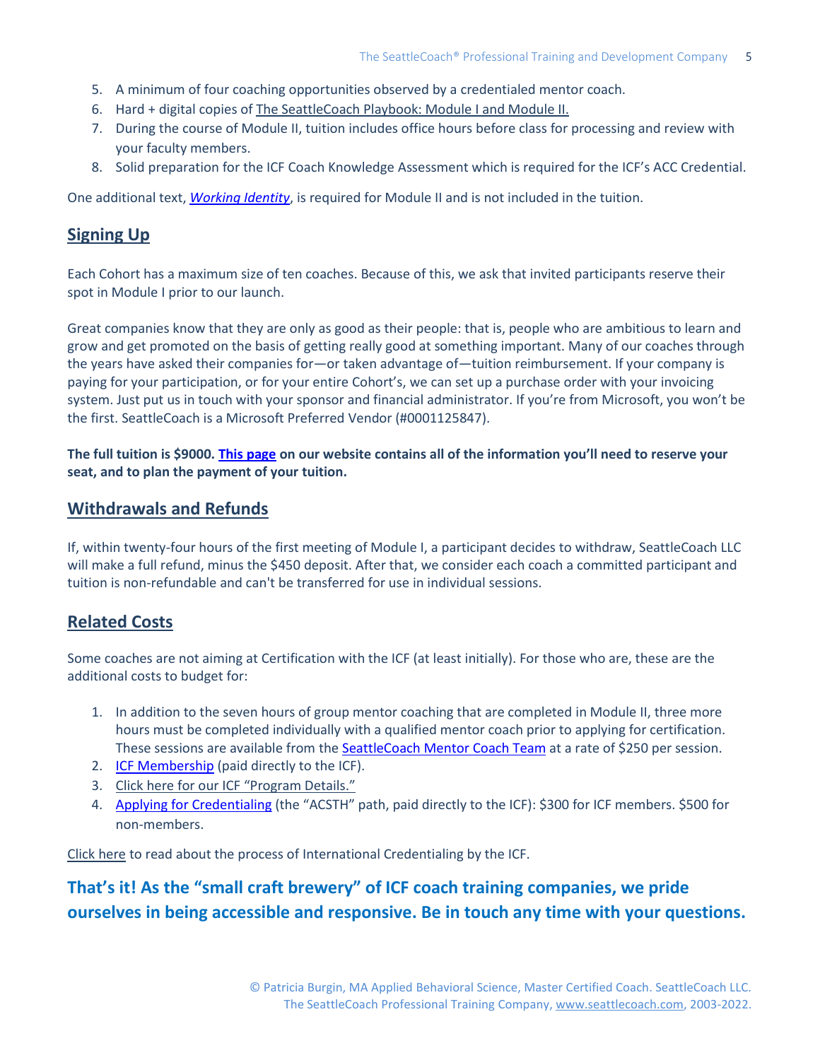5. A minimum of four coaching opportunities observed by a credentialed mentor coach.
6. Hard + digital copies of The SeattleCoach Playbook: Module I and Module II.
7. During the course of Module II, tuition includes office hours before class for processing and review with your faculty members.
8. Solid preparation for the ICF Coach Knowledge Assessment which is required for the ICF's ACC Credential.

One additional text, *Working Identity*, is required for Module II and is not included in the tuition.

## Signing Up

Each Cohort has a maximum size of ten coaches. Because of this, we ask that invited participants reserve their spot in Module I prior to our launch.

Great companies know that they are only as good as their people: that is, people who are ambitious to learn and grow and get promoted on the basis of getting really good at something important. Many of our coaches through the years have asked their companies for—or taken advantage of—tuition reimbursement. If your company is paying for your participation, or for your entire Cohort's, we can set up a purchase order with your invoicing system. Just put us in touch with your sponsor and financial administrator. If you're from Microsoft, you won't be the first. SeattleCoach is a Microsoft Preferred Vendor (#0001125847).

**The full tuition is $9000. This page on our website contains all of the information you'll need to reserve your seat, and to plan the payment of your tuition.**

## Withdrawals and Refunds

If, within twenty-four hours of the first meeting of Module I, a participant decides to withdraw, SeattleCoach LLC will make a full refund, minus the $450 deposit. After that, we consider each coach a committed participant and tuition is non-refundable and can't be transferred for use in individual sessions.

## Related Costs

Some coaches are not aiming at Certification with the ICF (at least initially). For those who are, these are the additional costs to budget for:

1. In addition to the seven hours of group mentor coaching that are completed in Module II, three more hours must be completed individually with a qualified mentor coach prior to applying for certification. These sessions are available from the SeattleCoach Mentor Coach Team at a rate of $250 per session.
2. ICF Membership (paid directly to the ICF).
3. Click here for our ICF "Program Details."
4. Applying for Credentialing (the "ACSTH" path, paid directly to the ICF): $300 for ICF members. $500 for non-members.

Click here to read about the process of International Credentialing by the ICF.

**That's it! As the "small craft brewery" of ICF coach training companies, we pride ourselves in being accessible and responsive. Be in touch any time with your questions.**

© Patricia Burgin, MA Applied Behavioral Science, Master Certified Coach. SeattleCoach LLC.
The SeattleCoach Professional Training Company, www.seattlecoach.com, 2003-2022.